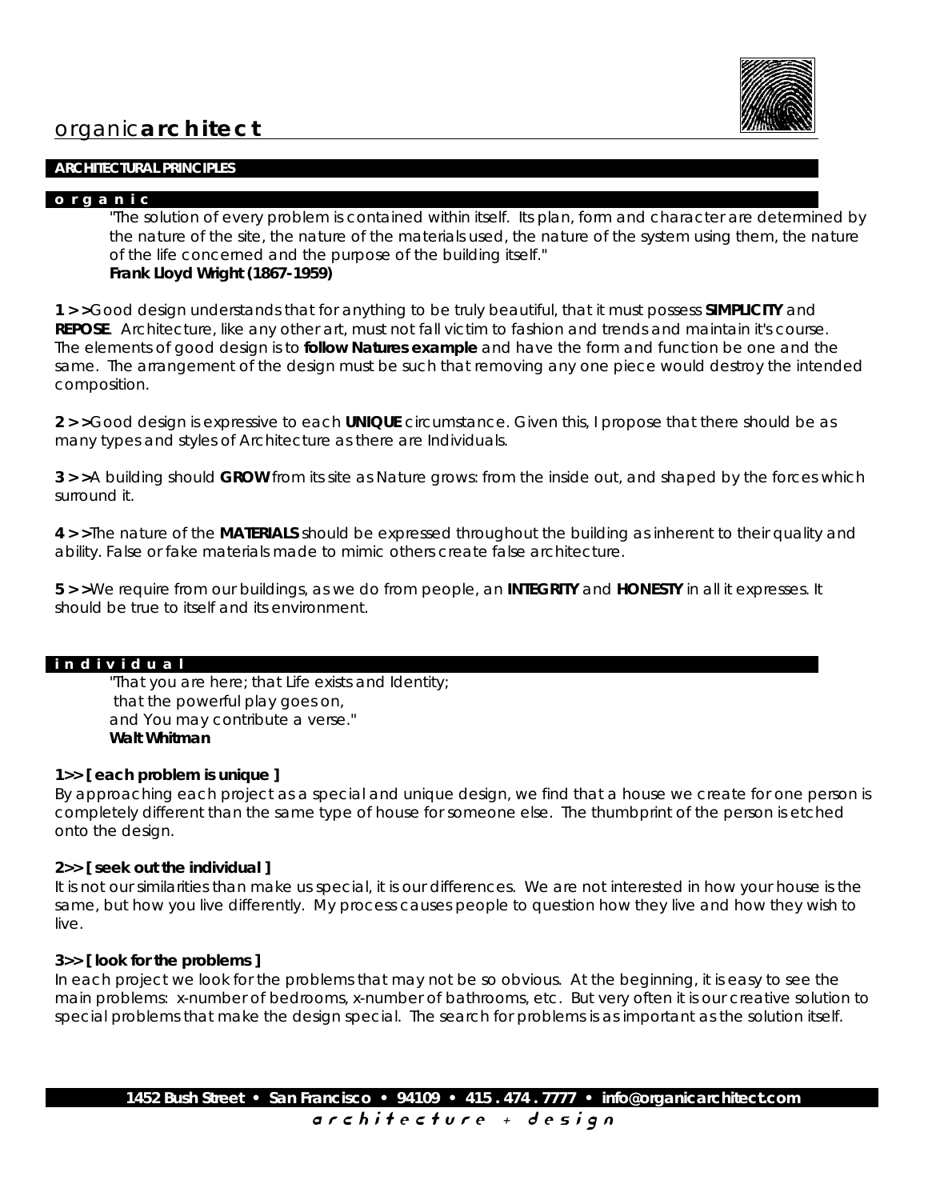# organic**architect**

## ARCHITECTURAL PRINCIPLES

### o r g a n i c

> "The solution of every problem is contained within itself. Its plan, form and character are determined by the nature of the site, the nature of the materials used, the nature of the system using them, the nature of the life concerned and the purpose of the building itself."
> **Frank Lloyd Wright (1867-1959)**

**1 > >**Good design understands that for anything to be truly beautiful, that it must possess **SIMPLICITY** and **REPOSE**. Architecture, like any other art, must not fall victim to fashion and trends and maintain it's course. The elements of good design is to **follow Natures example** and have the form and function be one and the same. The arrangement of the design must be such that removing any one piece would destroy the intended composition.

**2 > >**Good design is expressive to each **UNIQUE** circumstance. Given this, I propose that there should be as many types and styles of Architecture as there are Individuals.

**3 > >**A building should **GROW** from its site as Nature grows: from the inside out, and shaped by the forces which surround it.

**4 > >**The nature of the **MATERIALS** should be expressed throughout the building as inherent to their quality and ability. False or fake materials made to mimic others create false architecture.

**5 > >**We require from our buildings, as we do from people, an **INTEGRITY** and **HONESTY** in all it expresses. It should be true to itself and its environment.

### i n d i v i d u a l

> "That you are here; that Life exists and Identity;
> that the powerful play goes on,
> and You may contribute a verse."
> **Walt Whitman**

**1>> [ each problem is unique ]**
By approaching each project as a special and unique design, we find that a house we create for one person is completely different than the same type of house for someone else. The thumbprint of the person is etched onto the design.

**2>> [ seek out the individual ]**
It is not our similarities than make us special, it is our differences. We are not interested in how your house is the same, but how you live differently. My process causes people to question how they live and how they wish to live.

**3>> [ look for the problems ]**
In each project we look for the problems that may not be so obvious. At the beginning, it is easy to see the main problems: x-number of bedrooms, x-number of bathrooms, etc. But very often it is our creative solution to special problems that make the design special. The search for problems is as important as the solution itself.

**1452 Bush Street • San Francisco • 94109 • 415 . 474 . 7777 • info@organicarchitect.com**

a r c h i t e c t u r e + d e s i g n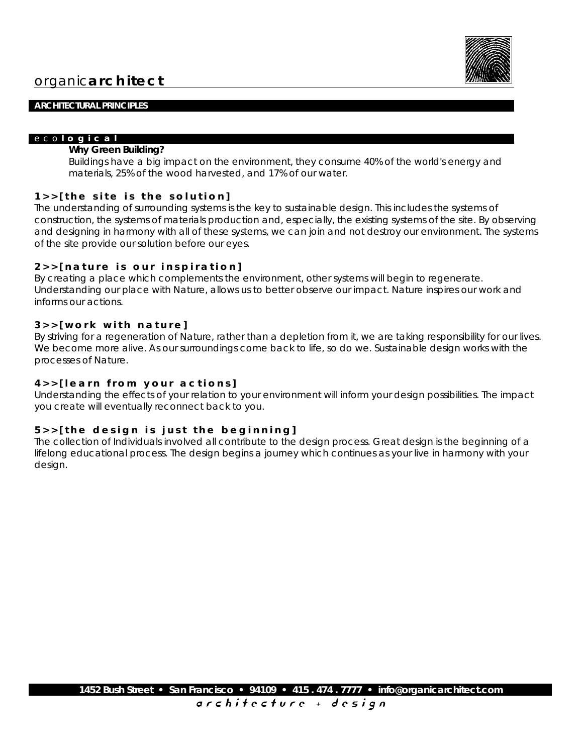# organic**architect**

## ARCHITECTURAL PRINCIPLES

### eco**logical**

**Why Green Building?**

Buildings have a big impact on the environment, they consume 40% of the world's energy and materials, 25% of the wood harvested, and 17% of our water.

**1>>[the site is the solution]**

The understanding of surrounding systems is the key to sustainable design. This includes the systems of construction, the systems of materials production and, especially, the existing systems of the site. By observing and designing in harmony with all of these systems, we can join and not destroy our environment. The systems of the site provide our solution before our eyes.

**2>>[nature is our inspiration]**

By creating a place which complements the environment, other systems will begin to regenerate. Understanding our place with Nature, allows us to better observe our impact. Nature inspires our work and informs our actions.

**3>>[work with nature]**

By striving for a regeneration of Nature, rather than a depletion from it, we are taking responsibility for our lives. We become more alive. As our surroundings come back to life, so do we. Sustainable design works with the processes of Nature.

**4>>[learn from your actions]**

Understanding the effects of your relation to your environment will inform your design possibilities. The impact you create will eventually reconnect back to you.

**5>>[the design is just the beginning]**

The collection of Individuals involved all contribute to the design process. Great design is the beginning of a lifelong educational process. The design begins a journey which continues as your live in harmony with your design.

**1452 Bush Street • San Francisco • 94109 • 415 . 474 . 7777 • info@organicarchitect.com**

architecture + design